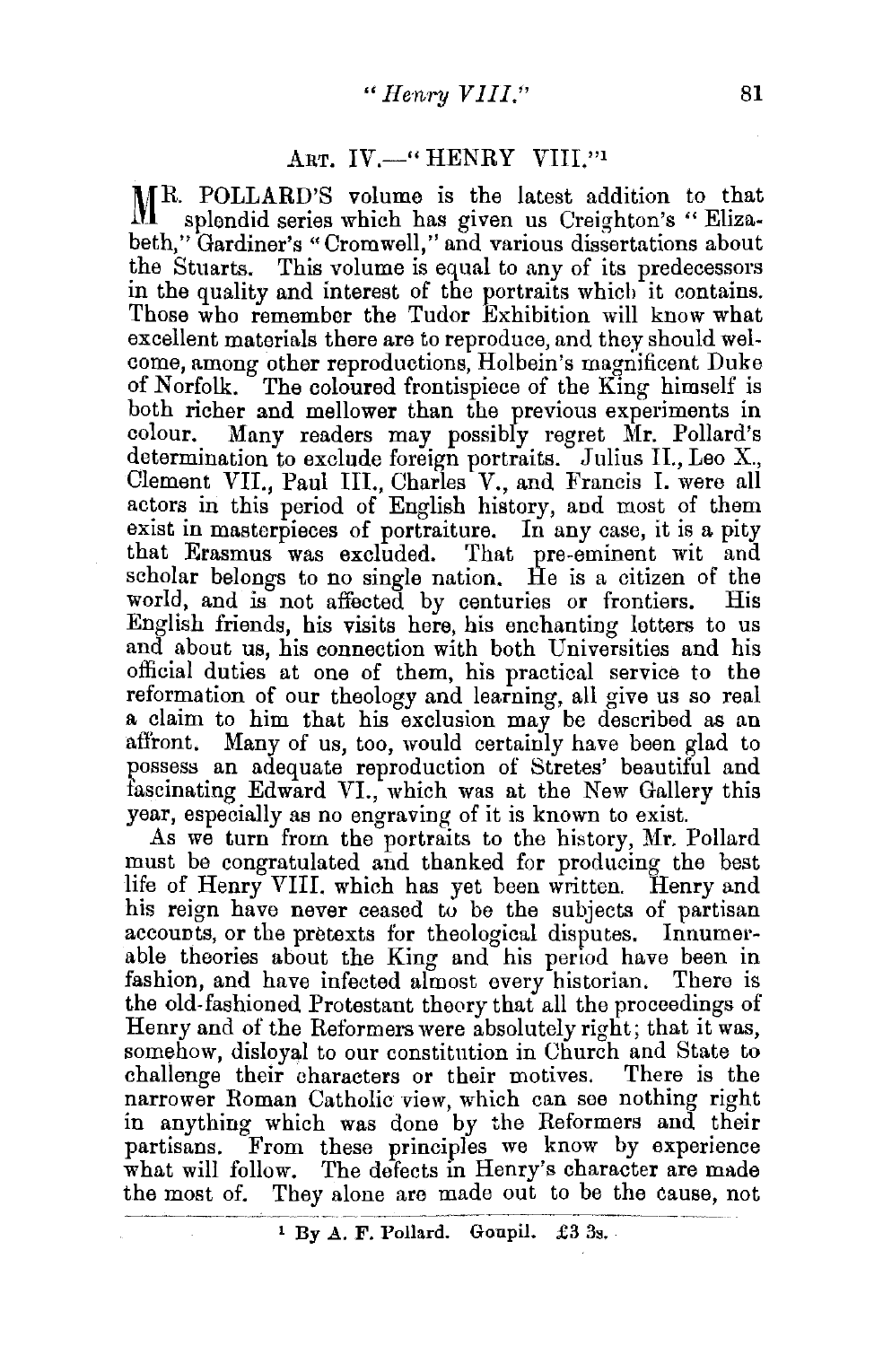## ART. IV.—"HENRY VIII."[1]

MR. POLLARD'S volume is the latest addition to that splendid series which has given us Creighton's "Elizabeth," Gardiner's "Cromwell," and various dissertations about the Stuarts. This volume is equal to any of its predecessors in the quality and interest of the portraits which it contains. Those who remember the Tudor Exhibition will know what excellent materials there are to reproduce, and they should welcome, among other reproductions, Holbein's magnificent Duke of Norfolk. The coloured frontispiece of the King himself is both richer and mellower than the previous experiments in colour. Many readers may possibly regret Mr. Pollard's determination to exclude foreign portraits. Julius II., Leo X., Clement VII., Paul III., Charles V., and Francis I. were all actors in this period of English history, and most of them exist in masterpieces of portraiture. In any case, it is a pity that Erasmus was excluded. That pre-eminent wit and scholar belongs to no single nation. He is a citizen of the world, and is not affected by centuries or frontiers. His English friends, his visits here, his enchanting letters to us and about us, his connection with both Universities and his official duties at one of them, his practical service to the reformation of our theology and learning, all give us so real a claim to him that his exclusion may be described as an affront. Many of us, too, would certainly have been glad to possess an adequate reproduction of Stretes' beautiful and fascinating Edward VI., which was at the New Gallery this year, especially as no engraving of it is known to exist.

As we turn from the portraits to the history, Mr. Pollard must be congratulated and thanked for producing the best life of Henry VIII. which has yet been written. Henry and his reign have never ceased to be the subjects of partisan accounts, or the pretexts for theological disputes. Innumerable theories about the King and his period have been in fashion, and have infected almost every historian. There is the old-fashioned Protestant theory that all the proceedings of Henry and of the Reformers were absolutely right; that it was, somehow, disloyal to our constitution in Church and State to challenge their characters or their motives. There is the narrower Roman Catholic view, which can see nothing right in anything which was done by the Reformers and their partisans. From these principles we know by experience what will follow. The defects in Henry's character are made the most of. They alone are made out to be the cause, not

[1] By A. F. Pollard. Goupil. £3 3s.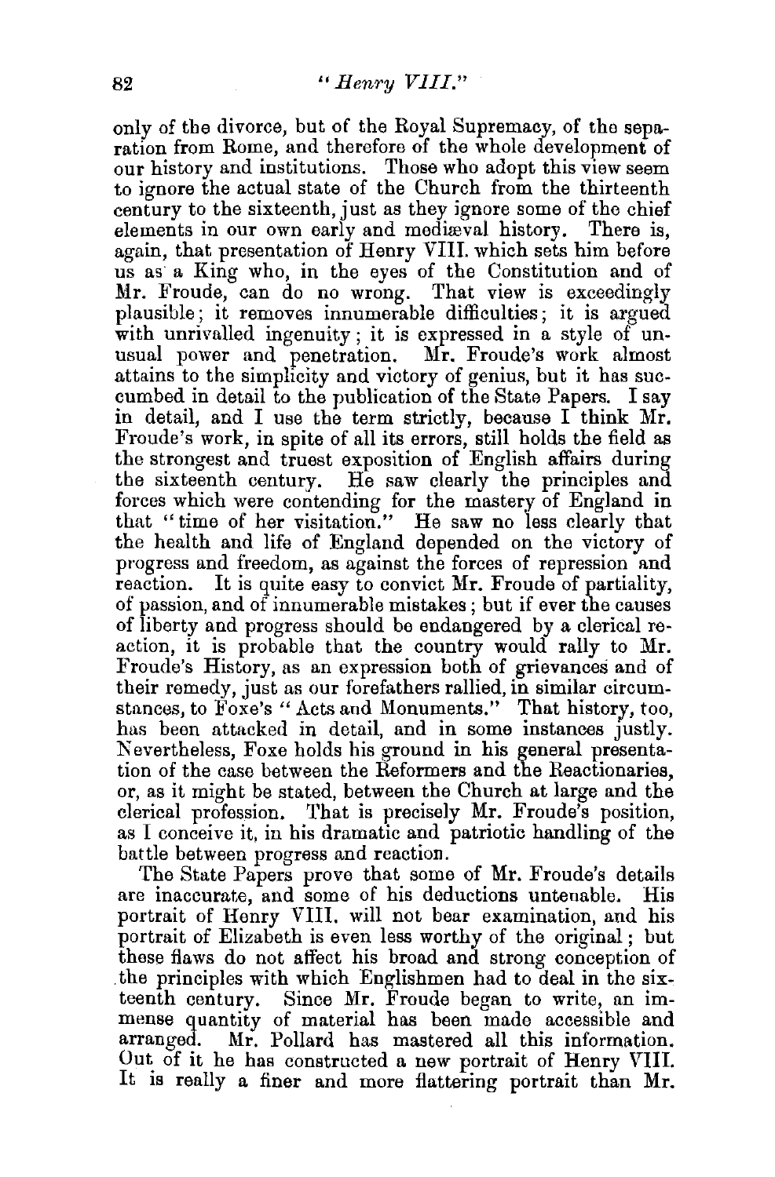only of the divorce, but of the Royal Supremacy, of the separation from Rome, and therefore of the whole development of our history and institutions. Those who adopt this view seem to ignore the actual state of the Church from the thirteenth century to the sixteenth, just as they ignore some of the chief elements in our own early and mediæval history. There is, again, that presentation of Henry VIII. which sets him before us as a King who, in the eyes of the Constitution and of Mr. Froude, can do no wrong. That view is exceedingly plausible; it removes innumerable difficulties; it is argued with unrivalled ingenuity; it is expressed in a style of unusual power and penetration. Mr. Froude's work almost attains to the simplicity and victory of genius, but it has succumbed in detail to the publication of the State Papers. I say in detail, and I use the term strictly, because I think Mr. Froude's work, in spite of all its errors, still holds the field as the strongest and truest exposition of English affairs during the sixteenth century. He saw clearly the principles and forces which were contending for the mastery of England in that "time of her visitation." He saw no less clearly that the health and life of England depended on the victory of progress and freedom, as against the forces of repression and reaction. It is quite easy to convict Mr. Froude of partiality, of passion, and of innumerable mistakes; but if ever the causes of liberty and progress should be endangered by a clerical reaction, it is probable that the country would rally to Mr. Froude's History, as an expression both of grievances and of their remedy, just as our forefathers rallied, in similar circumstances, to Foxe's "Acts and Monuments." That history, too, has been attacked in detail, and in some instances justly. Nevertheless, Foxe holds his ground in his general presentation of the case between the Reformers and the Reactionaries, or, as it might be stated, between the Church at large and the clerical profession. That is precisely Mr. Froude's position, as I conceive it, in his dramatic and patriotic handling of the battle between progress and reaction.

The State Papers prove that some of Mr. Froude's details are inaccurate, and some of his deductions untenable. His portrait of Henry VIII. will not bear examination, and his portrait of Elizabeth is even less worthy of the original; but these flaws do not affect his broad and strong conception of the principles with which Englishmen had to deal in the sixteenth century. Since Mr. Froude began to write, an immense quantity of material has been made accessible and arranged. Mr. Pollard has mastered all this information. Out of it he has constructed a new portrait of Henry VIII. It is really a finer and more flattering portrait than Mr.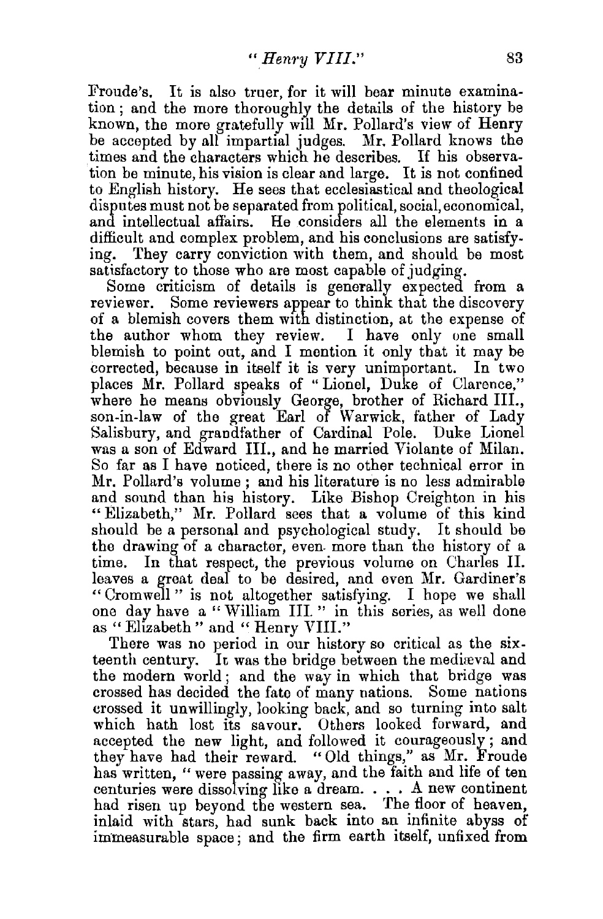Froude's. It is also truer, for it will bear minute examination; and the more thoroughly the details of the history be known, the more gratefully will Mr. Pollard's view of Henry be accepted by all impartial judges. Mr. Pollard knows the times and the characters which he describes. If his observation be minute, his vision is clear and large. It is not confined to English history. He sees that ecclesiastical and theological disputes must not be separated from political, social, economical, and intellectual affairs. He considers all the elements in a difficult and complex problem, and his conclusions are satisfying. They carry conviction with them, and should be most satisfactory to those who are most capable of judging.

Some criticism of details is generally expected from a reviewer. Some reviewers appear to think that the discovery of a blemish covers them with distinction, at the expense of the author whom they review. I have only one small blemish to point out, and I mention it only that it may be corrected, because in itself it is very unimportant. In two places Mr. Pollard speaks of "Lionel, Duke of Clarence," where he means obviously George, brother of Richard III., son-in-law of the great Earl of Warwick, father of Lady Salisbury, and grandfather of Cardinal Pole. Duke Lionel was a son of Edward III., and he married Violante of Milan. So far as I have noticed, there is no other technical error in Mr. Pollard's volume; and his literature is no less admirable and sound than his history. Like Bishop Creighton in his "Elizabeth," Mr. Pollard sees that a volume of this kind should be a personal and psychological study. It should be the drawing of a character, even more than the history of a time. In that respect, the previous volume on Charles II. leaves a great deal to be desired, and even Mr. Gardiner's "Cromwell" is not altogether satisfying. I hope we shall one day have a "William III." in this series, as well done as "Elizabeth" and "Henry VIII."

There was no period in our history so critical as the sixteenth century. It was the bridge between the mediæval and the modern world; and the way in which that bridge was crossed has decided the fate of many nations. Some nations crossed it unwillingly, looking back, and so turning into salt which hath lost its savour. Others looked forward, and accepted the new light, and followed it courageously; and they have had their reward. "Old things," as Mr. Froude has written, "were passing away, and the faith and life of ten centuries were dissolving like a dream. . . . A new continent had risen up beyond the western sea. The floor of heaven, inlaid with stars, had sunk back into an infinite abyss of immeasurable space; and the firm earth itself, unfixed from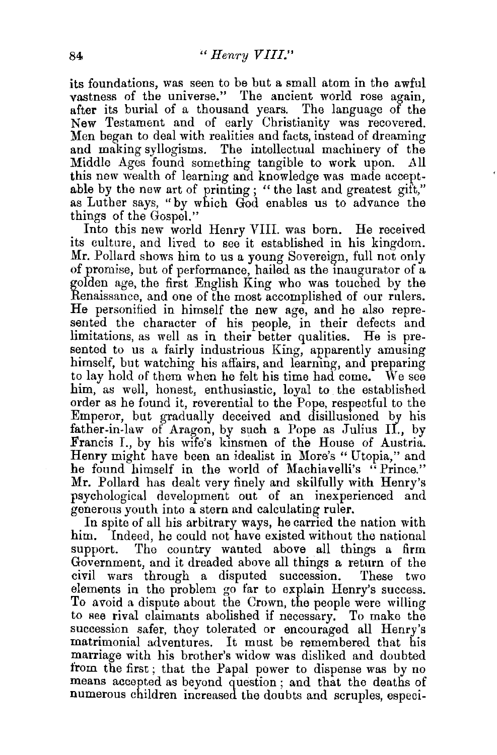its foundations, was seen to be but a small atom in the awful vastness of the universe." The ancient world rose again, after its burial of a thousand years. The language of the New Testament and of early Christianity was recovered. Men began to deal with realities and facts, instead of dreaming and making syllogisms. The intellectual machinery of the Middle Ages found something tangible to work upon. All this new wealth of learning and knowledge was made acceptable by the new art of printing; "the last and greatest gift," as Luther says, "by which God enables us to advance the things of the Gospel."

Into this new world Henry VIII. was born. He received its culture, and lived to see it established in his kingdom. Mr. Pollard shows him to us a young Sovereign, full not only of promise, but of performance, hailed as the inaugurator of a golden age, the first English King who was touched by the Renaissance, and one of the most accomplished of our rulers. He personified in himself the new age, and he also represented the character of his people, in their defects and limitations, as well as in their better qualities. He is presented to us a fairly industrious King, apparently amusing himself, but watching his affairs, and learning, and preparing to lay hold of them when he felt his time had come. We see him, as well, honest, enthusiastic, loyal to the established order as he found it, reverential to the Pope, respectful to the Emperor, but gradually deceived and disillusioned by his father-in-law of Aragon, by such a Pope as Julius II., by Francis I., by his wife's kinsmen of the House of Austria. Henry might have been an idealist in More's "Utopia," and he found himself in the world of Machiavelli's "Prince." Mr. Pollard has dealt very finely and skilfully with Henry's psychological development out of an inexperienced and generous youth into a stern and calculating ruler.

In spite of all his arbitrary ways, he carried the nation with him. Indeed, he could not have existed without the national support. The country wanted above all things a firm Government, and it dreaded above all things a return of the civil wars through a disputed succession. These two elements in the problem go far to explain Henry's success. To avoid a dispute about the Crown, the people were willing to see rival claimants abolished if necessary. To make the succession safer, they tolerated or encouraged all Henry's matrimonial adventures. It must be remembered that his marriage with his brother's widow was disliked and doubted from the first; that the Papal power to dispense was by no means accepted as beyond question; and that the deaths of numerous children increased the doubts and scruples, especi-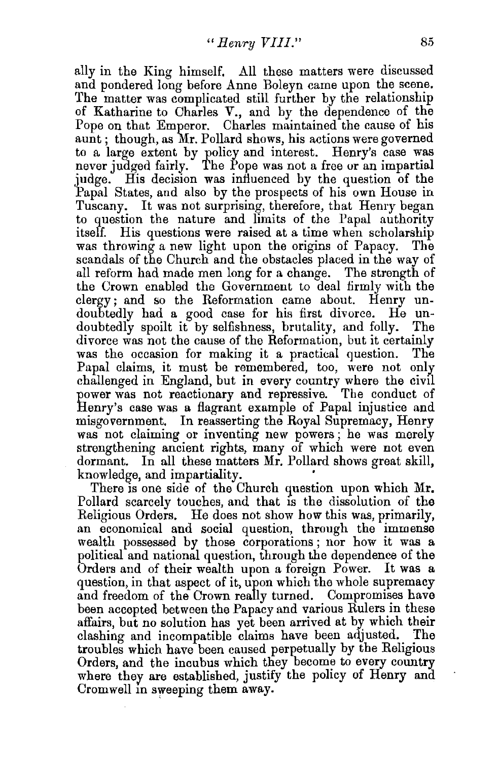ally in the King himself. All these matters were discussed and pondered long before Anne Boleyn came upon the scene. The matter was complicated still further by the relationship of Katharine to Charles V., and by the dependence of the Pope on that Emperor. Charles maintained the cause of his aunt; though, as Mr. Pollard shows, his actions were governed to a large extent by policy and interest. Henry's case was never judged fairly. The Pope was not a free or an impartial judge. His decision was influenced by the question of the Papal States, and also by the prospects of his own House in Tuscany. It was not surprising, therefore, that Henry began to question the nature and limits of the Papal authority itself. His questions were raised at a time when scholarship was throwing a new light upon the origins of Papacy. The scandals of the Church and the obstacles placed in the way of all reform had made men long for a change. The strength of the Crown enabled the Government to deal firmly with the clergy; and so the Reformation came about. Henry undoubtedly had a good case for his first divorce. He undoubtedly spoilt it by selfishness, brutality, and folly. The divorce was not the cause of the Reformation, but it certainly was the occasion for making it a practical question. The Papal claims, it must be remembered, too, were not only challenged in England, but in every country where the civil power was not reactionary and repressive. The conduct of Henry's case was a flagrant example of Papal injustice and misgovernment. In reasserting the Royal Supremacy, Henry was not claiming or inventing new powers; he was merely strengthening ancient rights, many of which were not even dormant. In all these matters Mr. Pollard shows great skill, knowledge, and impartiality.

There is one side of the Church question upon which Mr. Pollard scarcely touches, and that is the dissolution of the Religious Orders. He does not show how this was, primarily, an economical and social question, through the immense wealth possessed by those corporations; nor how it was a political and national question, through the dependence of the Orders and of their wealth upon a foreign Power. It was a question, in that aspect of it, upon which the whole supremacy and freedom of the Crown really turned. Compromises have been accepted between the Papacy and various Rulers in these affairs, but no solution has yet been arrived at by which their clashing and incompatible claims have been adjusted. The troubles which have been caused perpetually by the Religious Orders, and the incubus which they become to every country where they are established, justify the policy of Henry and Cromwell in sweeping them away.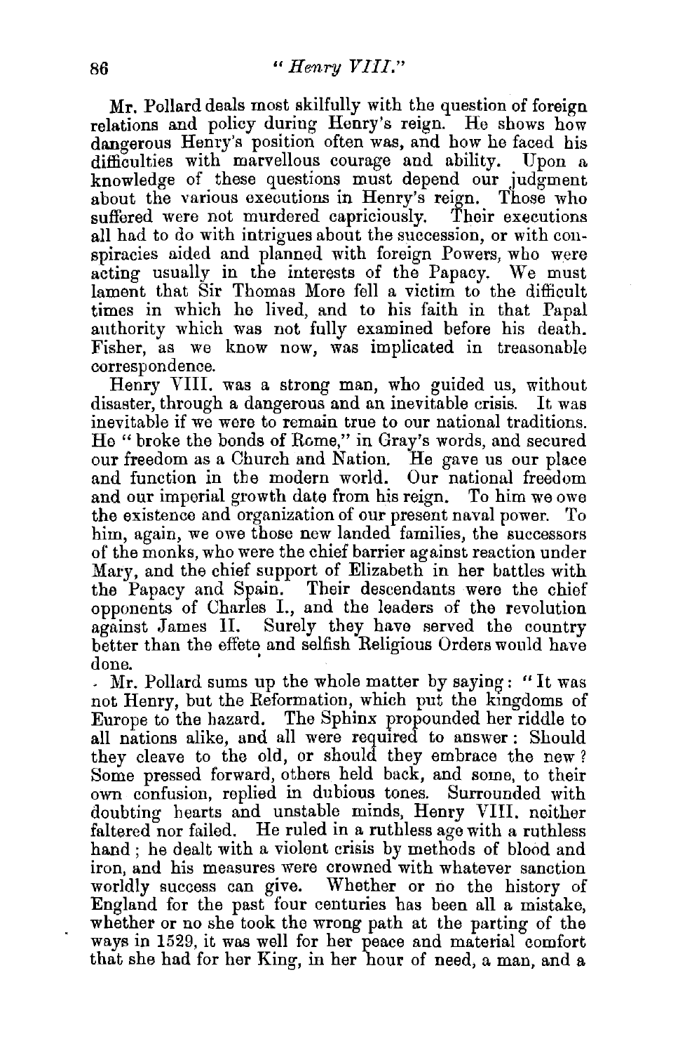Mr. Pollard deals most skilfully with the question of foreign relations and policy during Henry's reign. He shows how dangerous Henry's position often was, and how he faced his difficulties with marvellous courage and ability. Upon a knowledge of these questions must depend our judgment about the various executions in Henry's reign. Those who suffered were not murdered capriciously. Their executions all had to do with intrigues about the succession, or with conspiracies aided and planned with foreign Powers, who were acting usually in the interests of the Papacy. We must lament that Sir Thomas More fell a victim to the difficult times in which he lived, and to his faith in that Papal authority which was not fully examined before his death. Fisher, as we know now, was implicated in treasonable correspondence.

Henry VIII. was a strong man, who guided us, without disaster, through a dangerous and an inevitable crisis. It was inevitable if we were to remain true to our national traditions. He "broke the bonds of Rome," in Gray's words, and secured our freedom as a Church and Nation. He gave us our place and function in the modern world. Our national freedom and our imperial growth date from his reign. To him we owe the existence and organization of our present naval power. To him, again, we owe those new landed families, the successors of the monks, who were the chief barrier against reaction under Mary, and the chief support of Elizabeth in her battles with the Papacy and Spain. Their descendants were the chief opponents of Charles I., and the leaders of the revolution against James II. Surely they have served the country better than the effete and selfish Religious Orders would have done.

Mr. Pollard sums up the whole matter by saying: "It was not Henry, but the Reformation, which put the kingdoms of Europe to the hazard. The Sphinx propounded her riddle to all nations alike, and all were required to answer: Should they cleave to the old, or should they embrace the new? Some pressed forward, others held back, and some, to their own confusion, replied in dubious tones. Surrounded with doubting hearts and unstable minds, Henry VIII. neither faltered nor failed. He ruled in a ruthless age with a ruthless hand; he dealt with a violent crisis by methods of blood and iron, and his measures were crowned with whatever sanction worldly success can give. Whether or no the history of England for the past four centuries has been all a mistake, whether or no she took the wrong path at the parting of the ways in 1529, it was well for her peace and material comfort that she had for her King, in her hour of need, a man, and a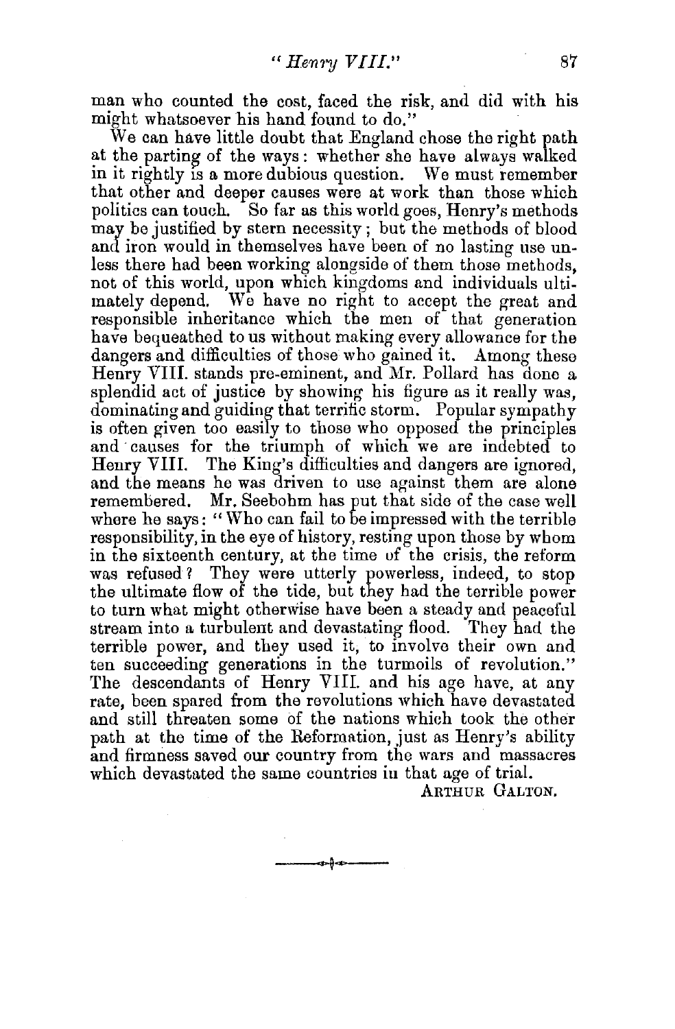man who counted the cost, faced the risk, and did with his might whatsoever his hand found to do."

We can have little doubt that England chose the right path at the parting of the ways: whether she have always walked in it rightly is a more dubious question. We must remember that other and deeper causes were at work than those which politics can touch. So far as this world goes, Henry's methods may be justified by stern necessity; but the methods of blood and iron would in themselves have been of no lasting use unless there had been working alongside of them those methods, not of this world, upon which kingdoms and individuals ultimately depend. We have no right to accept the great and responsible inheritance which the men of that generation have bequeathed to us without making every allowance for the dangers and difficulties of those who gained it. Among these Henry VIII. stands pre-eminent, and Mr. Pollard has done a splendid act of justice by showing his figure as it really was, dominating and guiding that terrific storm. Popular sympathy is often given too easily to those who opposed the principles and causes for the triumph of which we are indebted to Henry VIII. The King's difficulties and dangers are ignored, and the means he was driven to use against them are alone remembered. Mr. Seebohm has put that side of the case well where he says: "Who can fail to be impressed with the terrible responsibility, in the eye of history, resting upon those by whom in the sixteenth century, at the time of the crisis, the reform was refused? They were utterly powerless, indeed, to stop the ultimate flow of the tide, but they had the terrible power to turn what might otherwise have been a steady and peaceful stream into a turbulent and devastating flood. They had the terrible power, and they used it, to involve their own and ten succeeding generations in the turmoils of revolution." The descendants of Henry VIII. and his age have, at any rate, been spared from the revolutions which have devastated and still threaten some of the nations which took the other path at the time of the Reformation, just as Henry's ability and firmness saved our country from the wars and massacres which devastated the same countries in that age of trial.

ARTHUR GALTON.